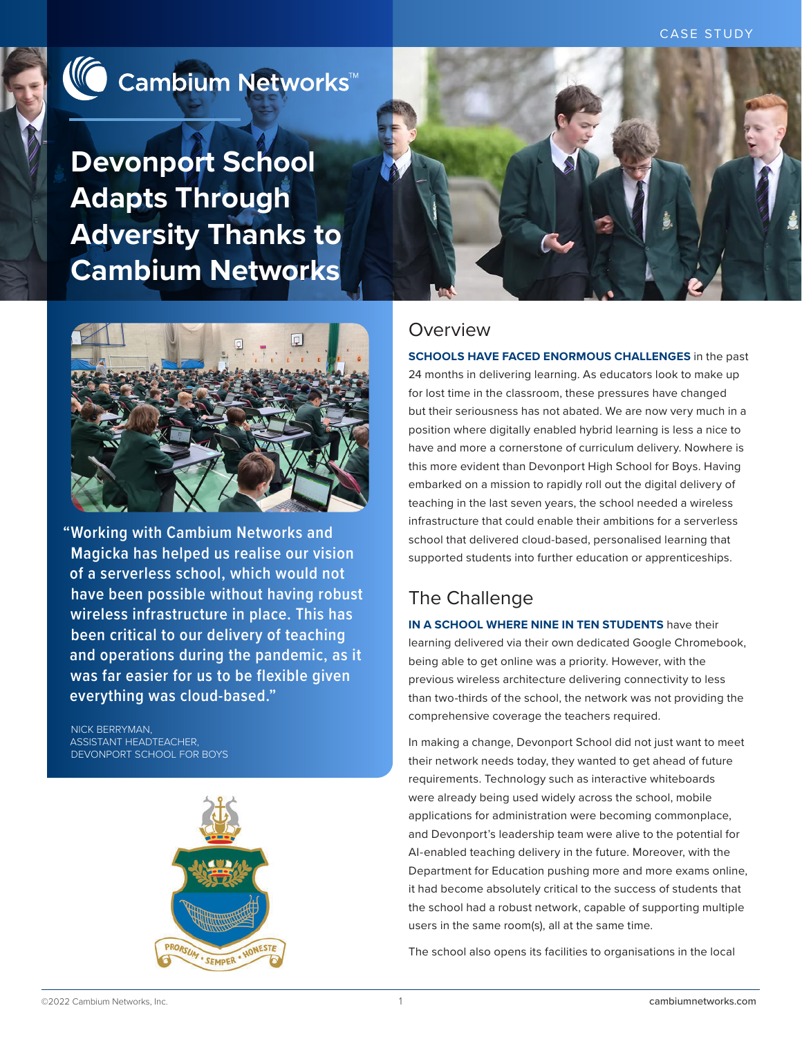CASE STUDY

# Devonport School Adapts Through Adversity Thanks to Cambium Networks

"Working with Cambium Networks and Magicka has helped us realise our vision of a serverless school, which would not have been possible without having robust wireless infrastructure in place. This has been critical to our delivery of teaching and operations during the pandemic, as it was far easier for us to be flexible given everything was cloud-based."

NICK BERRYMAN,
ASSISTANT HEADTEACHER,
DEVONPORT SCHOOL FOR BOYS

## Overview

**SCHOOLS HAVE FACED ENORMOUS CHALLENGES** in the past 24 months in delivering learning. As educators look to make up for lost time in the classroom, these pressures have changed but their seriousness has not abated. We are now very much in a position where digitally enabled hybrid learning is less a nice to have and more a cornerstone of curriculum delivery. Nowhere is this more evident than Devonport High School for Boys. Having embarked on a mission to rapidly roll out the digital delivery of teaching in the last seven years, the school needed a wireless infrastructure that could enable their ambitions for a serverless school that delivered cloud-based, personalised learning that supported students into further education or apprenticeships.

## The Challenge

**IN A SCHOOL WHERE NINE IN TEN STUDENTS** have their learning delivered via their own dedicated Google Chromebook, being able to get online was a priority. However, with the previous wireless architecture delivering connectivity to less than two-thirds of the school, the network was not providing the comprehensive coverage the teachers required.

In making a change, Devonport School did not just want to meet their network needs today, they wanted to get ahead of future requirements. Technology such as interactive whiteboards were already being used widely across the school, mobile applications for administration were becoming commonplace, and Devonport's leadership team were alive to the potential for AI-enabled teaching delivery in the future. Moreover, with the Department for Education pushing more and more exams online, it had become absolutely critical to the success of students that the school had a robust network, capable of supporting multiple users in the same room(s), all at the same time.

The school also opens its facilities to organisations in the local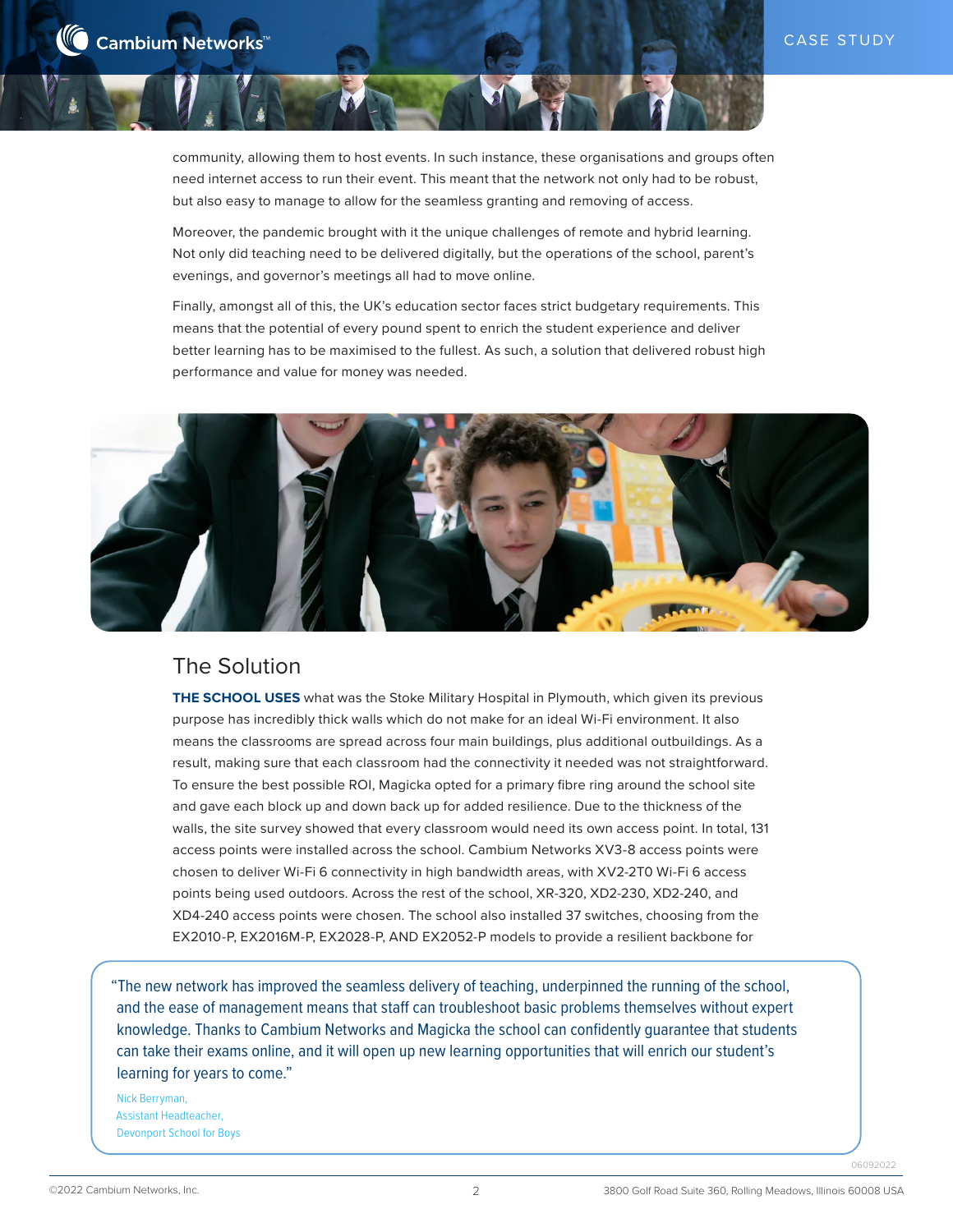community, allowing them to host events. In such instance, these organisations and groups often need internet access to run their event. This meant that the network not only had to be robust, but also easy to manage to allow for the seamless granting and removing of access.

Moreover, the pandemic brought with it the unique challenges of remote and hybrid learning. Not only did teaching need to be delivered digitally, but the operations of the school, parent's evenings, and governor's meetings all had to move online.

Finally, amongst all of this, the UK's education sector faces strict budgetary requirements. This means that the potential of every pound spent to enrich the student experience and deliver better learning has to be maximised to the fullest. As such, a solution that delivered robust high performance and value for money was needed.

## The Solution

**THE SCHOOL USES** what was the Stoke Military Hospital in Plymouth, which given its previous purpose has incredibly thick walls which do not make for an ideal Wi-Fi environment. It also means the classrooms are spread across four main buildings, plus additional outbuildings. As a result, making sure that each classroom had the connectivity it needed was not straightforward. To ensure the best possible ROI, Magicka opted for a primary fibre ring around the school site and gave each block up and down back up for added resilience. Due to the thickness of the walls, the site survey showed that every classroom would need its own access point. In total, 131 access points were installed across the school. Cambium Networks XV3-8 access points were chosen to deliver Wi-Fi 6 connectivity in high bandwidth areas, with XV2-2T0 Wi-Fi 6 access points being used outdoors. Across the rest of the school, XR-320, XD2-230, XD2-240, and XD4-240 access points were chosen. The school also installed 37 switches, choosing from the EX2010-P, EX2016M-P, EX2028-P, AND EX2052-P models to provide a resilient backbone for

> "The new network has improved the seamless delivery of teaching, underpinned the running of the school, and the ease of management means that staff can troubleshoot basic problems themselves without expert knowledge. Thanks to Cambium Networks and Magicka the school can confidently guarantee that students can take their exams online, and it will open up new learning opportunities that will enrich our student's learning for years to come."
>
> Nick Berryman,
> Assistant Headteacher,
> Devonport School for Boys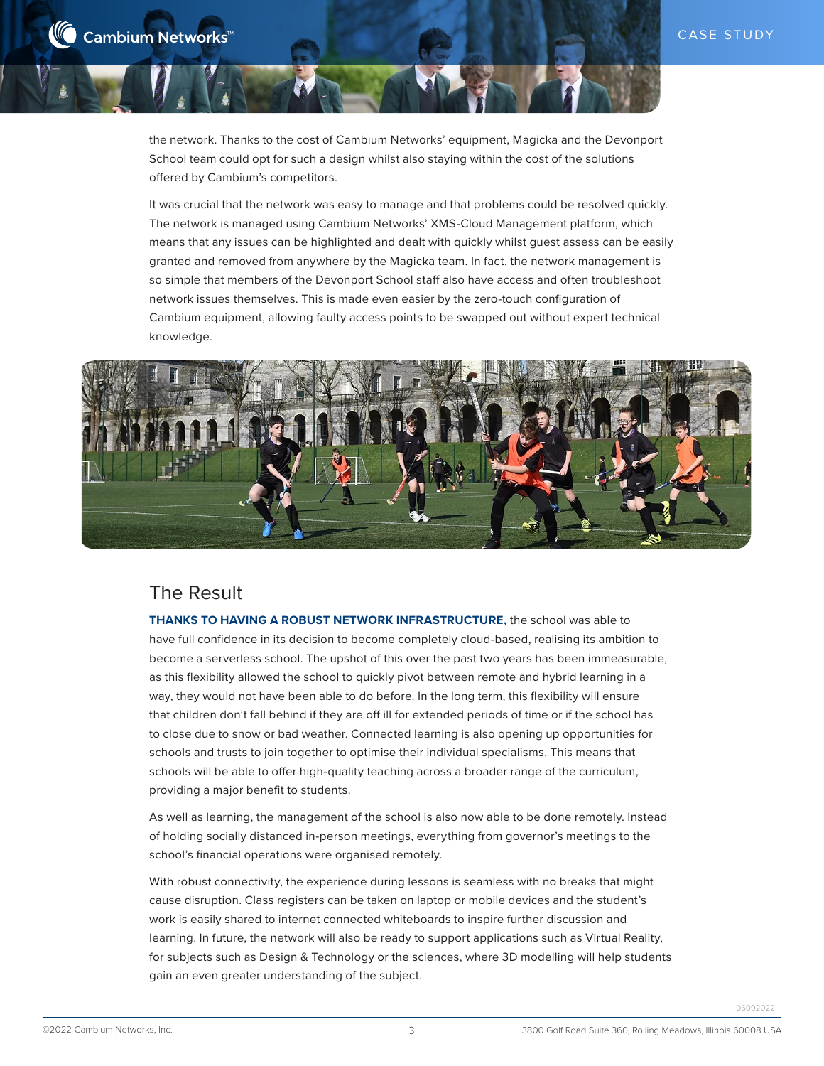the network. Thanks to the cost of Cambium Networks' equipment, Magicka and the Devonport School team could opt for such a design whilst also staying within the cost of the solutions offered by Cambium's competitors.

It was crucial that the network was easy to manage and that problems could be resolved quickly. The network is managed using Cambium Networks' XMS-Cloud Management platform, which means that any issues can be highlighted and dealt with quickly whilst guest assess can be easily granted and removed from anywhere by the Magicka team. In fact, the network management is so simple that members of the Devonport School staff also have access and often troubleshoot network issues themselves. This is made even easier by the zero-touch configuration of Cambium equipment, allowing faulty access points to be swapped out without expert technical knowledge.

## The Result

**THANKS TO HAVING A ROBUST NETWORK INFRASTRUCTURE,** the school was able to have full confidence in its decision to become completely cloud-based, realising its ambition to become a serverless school. The upshot of this over the past two years has been immeasurable, as this flexibility allowed the school to quickly pivot between remote and hybrid learning in a way, they would not have been able to do before. In the long term, this flexibility will ensure that children don't fall behind if they are off ill for extended periods of time or if the school has to close due to snow or bad weather. Connected learning is also opening up opportunities for schools and trusts to join together to optimise their individual specialisms. This means that schools will be able to offer high-quality teaching across a broader range of the curriculum, providing a major benefit to students.

As well as learning, the management of the school is also now able to be done remotely. Instead of holding socially distanced in-person meetings, everything from governor's meetings to the school's financial operations were organised remotely.

With robust connectivity, the experience during lessons is seamless with no breaks that might cause disruption. Class registers can be taken on laptop or mobile devices and the student's work is easily shared to internet connected whiteboards to inspire further discussion and learning. In future, the network will also be ready to support applications such as Virtual Reality, for subjects such as Design & Technology or the sciences, where 3D modelling will help students gain an even greater understanding of the subject.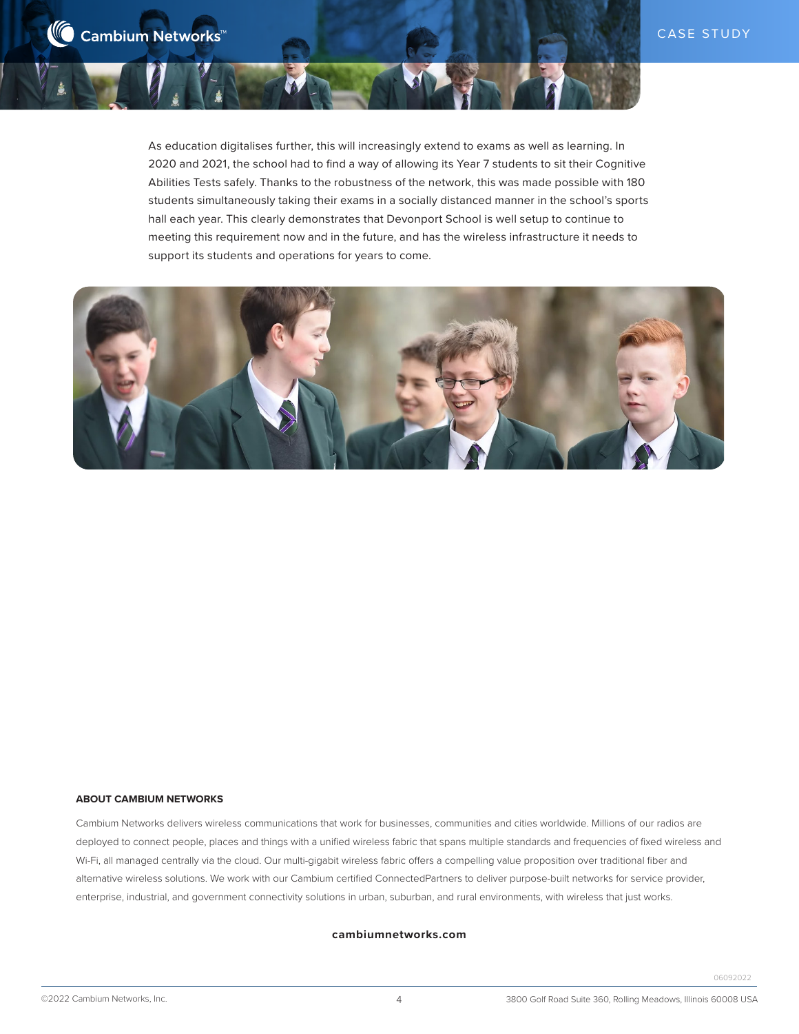As education digitalises further, this will increasingly extend to exams as well as learning. In 2020 and 2021, the school had to find a way of allowing its Year 7 students to sit their Cognitive Abilities Tests safely. Thanks to the robustness of the network, this was made possible with 180 students simultaneously taking their exams in a socially distanced manner in the school's sports hall each year. This clearly demonstrates that Devonport School is well setup to continue to meeting this requirement now and in the future, and has the wireless infrastructure it needs to support its students and operations for years to come.

**ABOUT CAMBIUM NETWORKS**

Cambium Networks delivers wireless communications that work for businesses, communities and cities worldwide. Millions of our radios are deployed to connect people, places and things with a unified wireless fabric that spans multiple standards and frequencies of fixed wireless and Wi-Fi, all managed centrally via the cloud. Our multi-gigabit wireless fabric offers a compelling value proposition over traditional fiber and alternative wireless solutions. We work with our Cambium certified ConnectedPartners to deliver purpose-built networks for service provider, enterprise, industrial, and government connectivity solutions in urban, suburban, and rural environments, with wireless that just works.

**cambiumnetworks.com**

06092022

©2022 Cambium Networks, Inc.

3800 Golf Road Suite 360, Rolling Meadows, Illinois 60008 USA